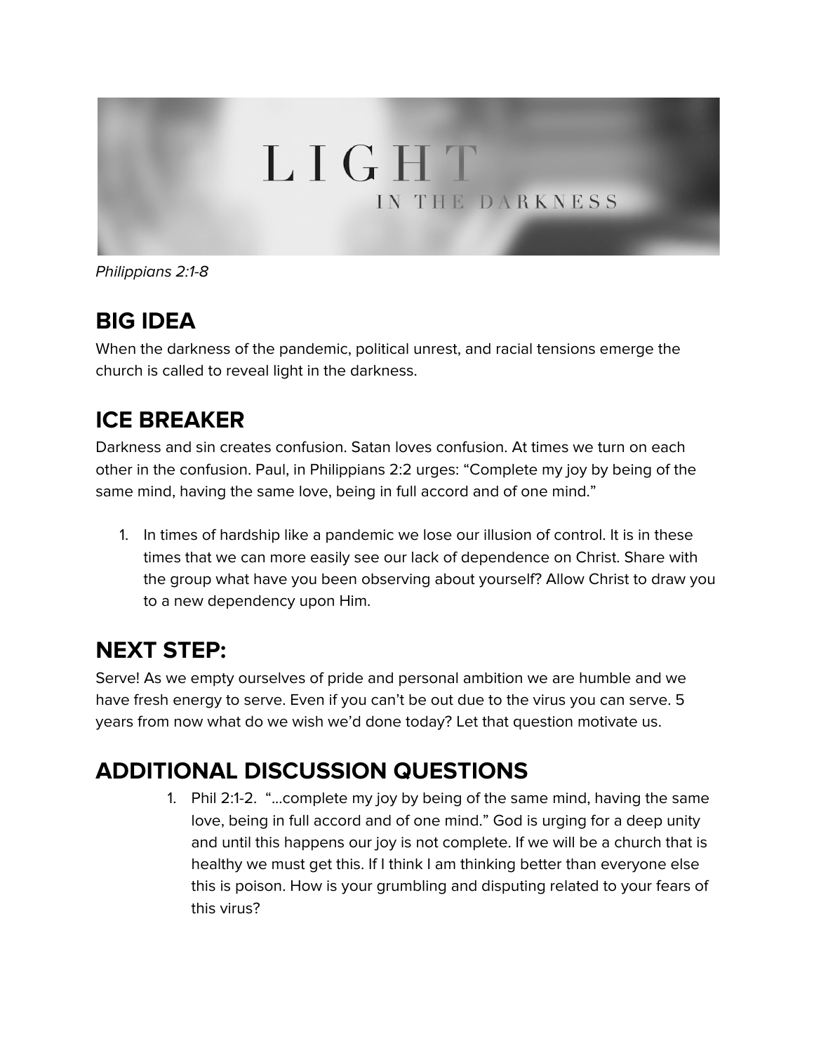LIGHT

IN THE DARKNESS

*Philippians 2:1-8*

# BIG IDEA

When the darkness of the pandemic, political unrest, and racial tensions emerge the church is called to reveal light in the darkness.

# ICE BREAKER

Darkness and sin creates confusion. Satan loves confusion. At times we turn on each other in the confusion. Paul, in Philippians 2:2 urges: “Complete my joy by being of the same mind, having the same love, being in full accord and of one mind.”

1. In times of hardship like a pandemic we lose our illusion of control. It is in these times that we can more easily see our lack of dependence on Christ. Share with the group what have you been observing about yourself? Allow Christ to draw you to a new dependency upon Him.

# NEXT STEP:

Serve! As we empty ourselves of pride and personal ambition we are humble and we have fresh energy to serve. Even if you can’t be out due to the virus you can serve. 5 years from now what do we wish we’d done today? Let that question motivate us.

# ADDITIONAL DISCUSSION QUESTIONS

1. Phil 2:1-2. “...complete my joy by being of the same mind, having the same love, being in full accord and of one mind.” God is urging for a deep unity and until this happens our joy is not complete. If we will be a church that is healthy we must get this. If I think I am thinking better than everyone else this is poison. How is your grumbling and disputing related to your fears of this virus?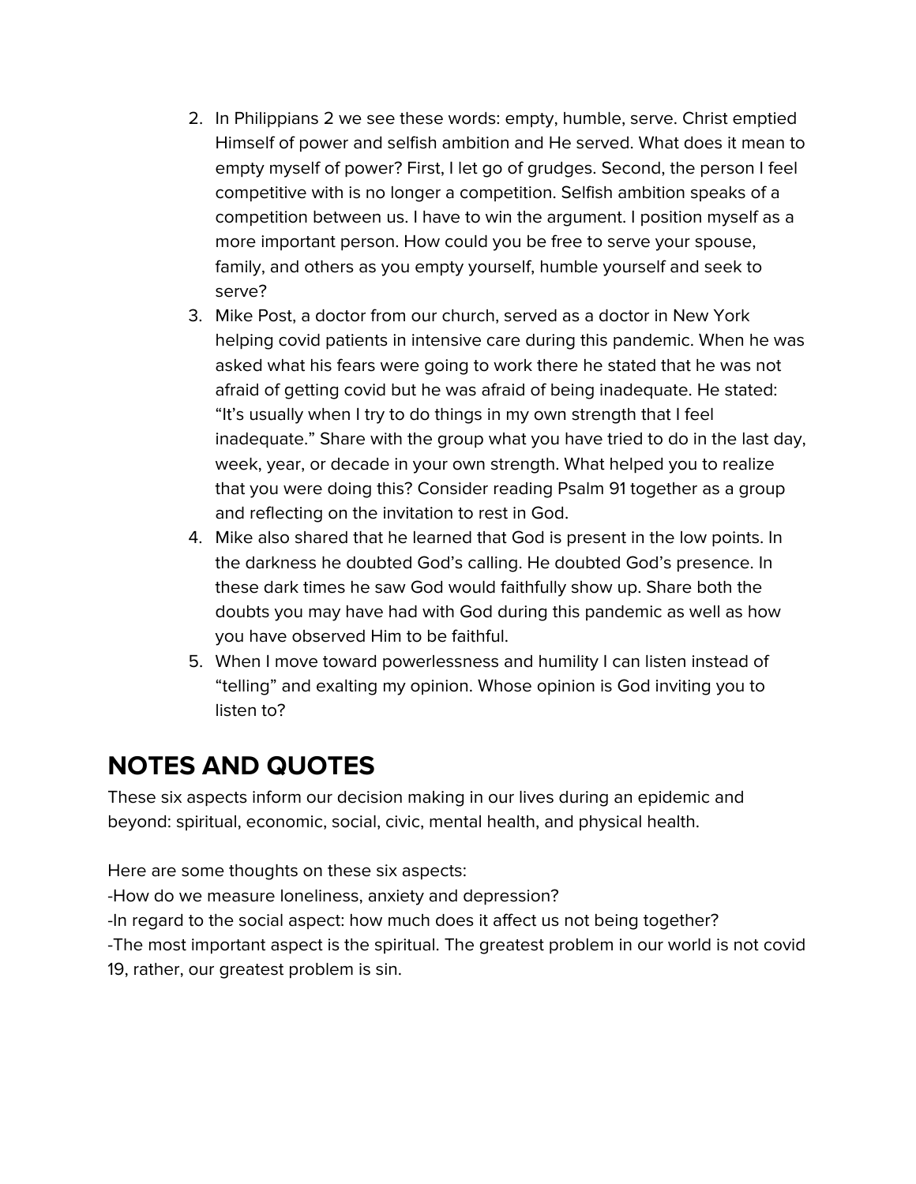2. In Philippians 2 we see these words: empty, humble, serve. Christ emptied Himself of power and selfish ambition and He served. What does it mean to empty myself of power? First, I let go of grudges. Second, the person I feel competitive with is no longer a competition. Selfish ambition speaks of a competition between us. I have to win the argument. I position myself as a more important person. How could you be free to serve your spouse, family, and others as you empty yourself, humble yourself and seek to serve?
3. Mike Post, a doctor from our church, served as a doctor in New York helping covid patients in intensive care during this pandemic. When he was asked what his fears were going to work there he stated that he was not afraid of getting covid but he was afraid of being inadequate. He stated: "It's usually when I try to do things in my own strength that I feel inadequate." Share with the group what you have tried to do in the last day, week, year, or decade in your own strength. What helped you to realize that you were doing this? Consider reading Psalm 91 together as a group and reflecting on the invitation to rest in God.
4. Mike also shared that he learned that God is present in the low points. In the darkness he doubted God's calling. He doubted God's presence. In these dark times he saw God would faithfully show up. Share both the doubts you may have had with God during this pandemic as well as how you have observed Him to be faithful.
5. When I move toward powerlessness and humility I can listen instead of "telling" and exalting my opinion. Whose opinion is God inviting you to listen to?

# NOTES AND QUOTES

These six aspects inform our decision making in our lives during an epidemic and beyond: spiritual, economic, social, civic, mental health, and physical health.

Here are some thoughts on these six aspects:

-How do we measure loneliness, anxiety and depression?

-In regard to the social aspect: how much does it affect us not being together?

-The most important aspect is the spiritual. The greatest problem in our world is not covid 19, rather, our greatest problem is sin.